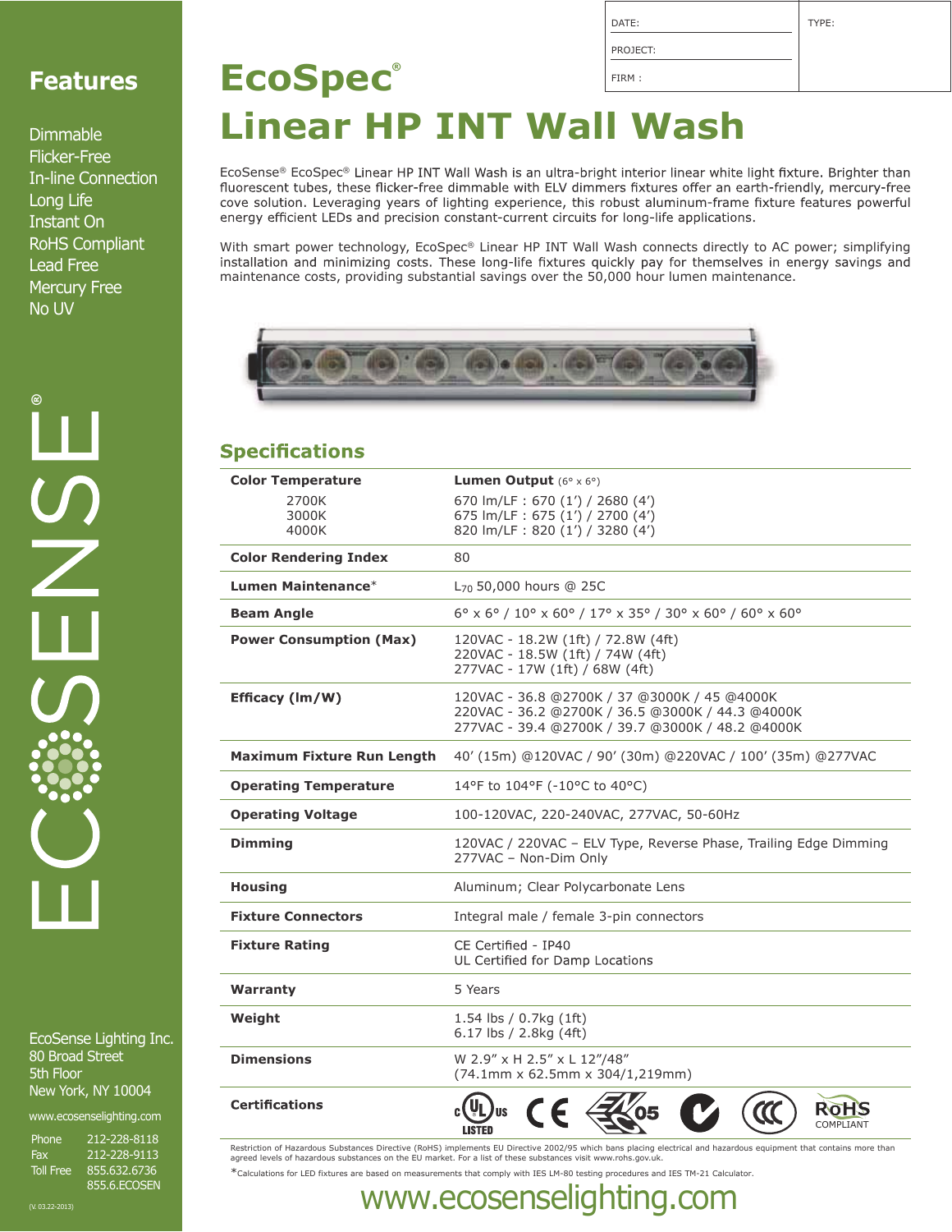| DATE: | TYPE: |
|---|---|
| PROJECT: | |
| FIRM : | |

# EcoSpec®
# Linear HP INT Wall Wash

EcoSense® EcoSpec® Linear HP INT Wall Wash is an ultra-bright interior linear white light fixture. Brighter than fluorescent tubes, these flicker-free dimmable with ELV dimmers fixtures offer an earth-friendly, mercury-free cove solution. Leveraging years of lighting experience, this robust aluminum-frame fixture features powerful energy efficient LEDs and precision constant-current circuits for long-life applications.

With smart power technology, EcoSpec® Linear HP INT Wall Wash connects directly to AC power; simplifying installation and minimizing costs. These long-life fixtures quickly pay for themselves in energy savings and maintenance costs, providing substantial savings over the 50,000 hour lumen maintenance.

## Features

- Dimmable
- Flicker-Free
- In-line Connection
- Long Life
- Instant On
- RoHS Compliant
- Lead Free
- Mercury Free
- No UV

## Specifications

| Color Temperature | Lumen Output (6° x 6°) |
|---|---|
| 2700K | 670 lm/LF : 670 (1') / 2680 (4') |
| 3000K | 675 lm/LF : 675 (1') / 2700 (4') |
| 4000K | 820 lm/LF : 820 (1') / 3280 (4') |
| **Color Rendering Index** | 80 |
| **Lumen Maintenance*** | $L_{70}$ 50,000 hours @ 25C |
| **Beam Angle** | 6° x 6° / 10° x 60° / 17° x 35° / 30° x 60° / 60° x 60° |
| **Power Consumption (Max)** | 120VAC - 18.2W (1ft) / 72.8W (4ft)<br>220VAC - 18.5W (1ft) / 74W (4ft)<br>277VAC - 17W (1ft) / 68W (4ft) |
| **Efficacy (lm/W)** | 120VAC - 36.8 @2700K / 37 @3000K / 45 @4000K<br>220VAC - 36.2 @2700K / 36.5 @3000K / 44.3 @4000K<br>277VAC - 39.4 @2700K / 39.7 @3000K / 48.2 @4000K |
| **Maximum Fixture Run Length** | 40' (15m) @120VAC / 90' (30m) @220VAC / 100' (35m) @277VAC |
| **Operating Temperature** | 14°F to 104°F (-10°C to 40°C) |
| **Operating Voltage** | 100-120VAC, 220-240VAC, 277VAC, 50-60Hz |
| **Dimming** | 120VAC / 220VAC – ELV Type, Reverse Phase, Trailing Edge Dimming<br>277VAC – Non-Dim Only |
| **Housing** | Aluminum; Clear Polycarbonate Lens |
| **Fixture Connectors** | Integral male / female 3-pin connectors |
| **Fixture Rating** | CE Certified - IP40<br>UL Certified for Damp Locations |
| **Warranty** | 5 Years |
| **Weight** | 1.54 lbs / 0.7kg (1ft)<br>6.17 lbs / 2.8kg (4ft) |
| **Dimensions** | W 2.9" x H 2.5" x L 12"/48"<br>(74.1mm x 62.5mm x 304/1,219mm) |
| **Certifications** | c UL us LISTED, CE, EN 55015, RoHS COMPLIANT |

Restriction of Hazardous Substances Directive (RoHS) implements EU Directive 2002/95 which bans placing electrical and hazardous equipment that contains more than agreed levels of hazardous substances on the EU market. For a list of these substances visit www.rohs.gov.uk.

*Calculations for LED fixtures are based on measurements that comply with IES LM-80 testing procedures and IES TM-21 Calculator.

EcoSense Lighting Inc.
80 Broad Street
5th Floor
New York, NY 10004

www.ecosenselighting.com

| | |
|---|---|
| Phone | 212-228-8118 |
| Fax | 212-228-9113 |
| Toll Free | 855.632.6736<br>855.6.ECOSEN |

(V. 03.22-2013)

www.ecosenselighting.com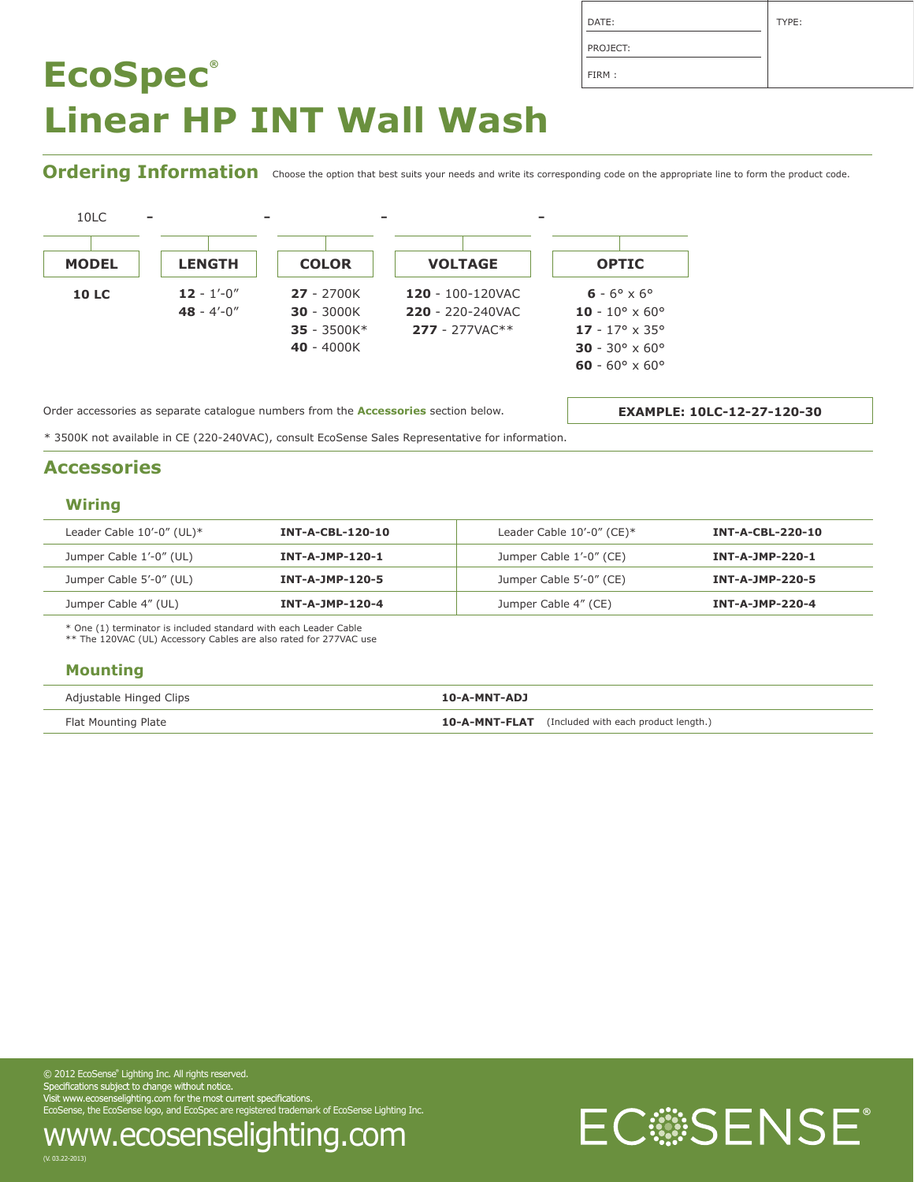| DATE: | TYPE: |
| --- | --- |
| PROJECT: | |
| FIRM : | |

# EcoSpec®
# Linear HP INT Wall Wash

## Ordering Information

Choose the option that best suits your needs and write its corresponding code on the appropriate line to form the product code.

10LC - ____ - ____ - ____ - ____

| MODEL | LENGTH | COLOR | VOLTAGE | OPTIC |
| --- | --- | --- | --- | --- |
| **10 LC** | **12** - 1'-0" | **27** - 2700K | **120** - 100-120VAC | **6** - 6° x 6° |
| | **48** - 4'-0" | **30** - 3000K | **220** - 220-240VAC | **10** - 10° x 60° |
| | | **35** - 3500K* | **277** - 277VAC** | **17** - 17° x 35° |
| | | **40** - 4000K | | **30** - 30° x 60° |
| | | | | **60** - 60° x 60° |

Order accessories as separate catalogue numbers from the **Accessories** section below.

**EXAMPLE: 10LC-12-27-120-30**

* 3500K not available in CE (220-240VAC), consult EcoSense Sales Representative for information.

## Accessories

### Wiring

| | | | |
| --- | --- | --- | --- |
| Leader Cable 10'-0" (UL)* | **INT-A-CBL-120-10** | Leader Cable 10'-0" (CE)* | **INT-A-CBL-220-10** |
| Jumper Cable 1'-0" (UL) | **INT-A-JMP-120-1** | Jumper Cable 1'-0" (CE) | **INT-A-JMP-220-1** |
| Jumper Cable 5'-0" (UL) | **INT-A-JMP-120-5** | Jumper Cable 5'-0" (CE) | **INT-A-JMP-220-5** |
| Jumper Cable 4" (UL) | **INT-A-JMP-120-4** | Jumper Cable 4" (CE) | **INT-A-JMP-220-4** |

* One (1) terminator is included standard with each Leader Cable
** The 120VAC (UL) Accessory Cables are also rated for 277VAC use

### Mounting

| | |
| --- | --- |
| Adjustable Hinged Clips | **10-A-MNT-ADJ** |
| Flat Mounting Plate | **10-A-MNT-FLAT** (Included with each product length.) |

© 2012 EcoSense® Lighting Inc. All rights reserved.
Specifications subject to change without notice.
Visit www.ecosenselighting.com for the most current specifications.
EcoSense, the EcoSense logo, and EcoSpec are registered trademark of EcoSense Lighting Inc.

www.ecosenselighting.com

(V. 03.22-2013)

ECOSENSE®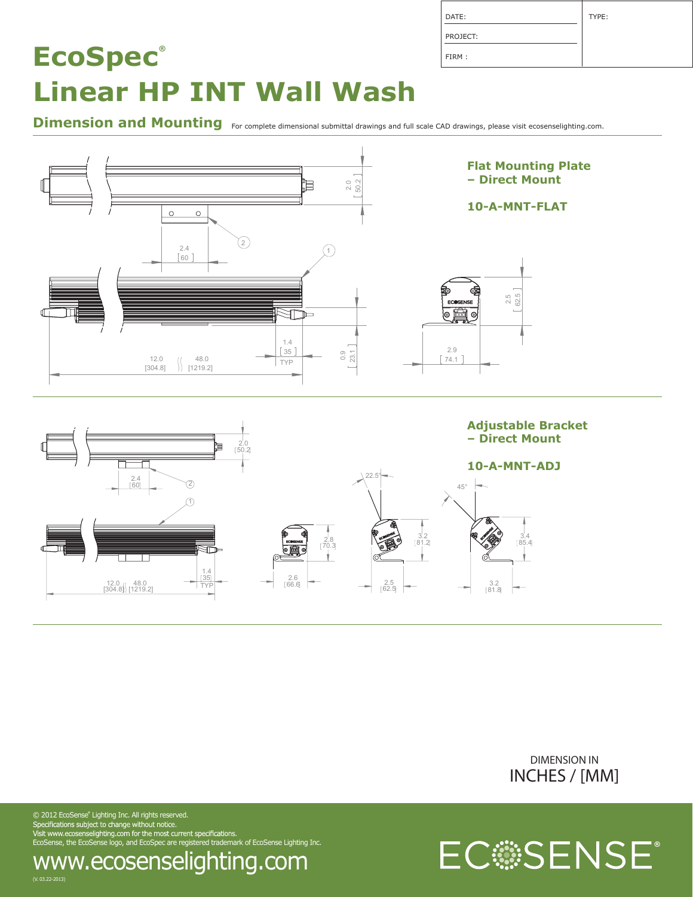| DATE: | TYPE: |
| --- | --- |
| PROJECT: | |
| FIRM : | |

# EcoSpec®

# Linear HP INT Wall Wash

## Dimension and Mounting

For complete dimensional submittal drawings and full scale CAD drawings, please visit ecosenselighting.com.

### Flat Mounting Plate – Direct Mount

### 10-A-MNT-FLAT

2.0 [50.2]

2.4 [60]

1.4 [35] TYP

0.9 [23.1]

12.0 [304.8] 48.0 [1219.2]

2.5 [62.5]

2.9 [74.1]

### Adjustable Bracket – Direct Mount

### 10-A-MNT-ADJ

2.0 [50.2]

2.4 [60]

1.4 [35] TYP

12.0 [304.8] 48.0 [1219.2]

2.8 [70.3]

2.6 [66.6]

22.5°

3.2 [81.2]

2.5 [62.5]

45°

3.4 [85.4]

3.2 [81.8]

DIMENSION IN INCHES / [MM]

© 2012 EcoSense® Lighting Inc. All rights reserved.
Specifications subject to change without notice.
Visit www.ecosenselighting.com for the most current specifications.
EcoSense, the EcoSense logo, and EcoSpec are registered trademark of EcoSense Lighting Inc.

www.ecosenselighting.com

(V. 03.22-2013)

ECOSENSE®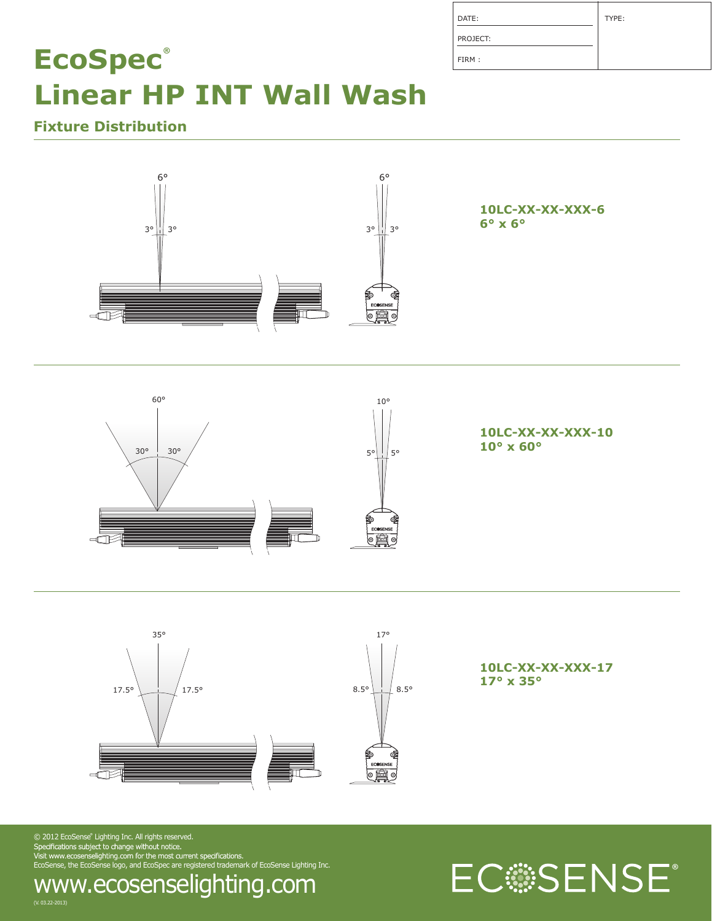| DATE: | TYPE: |
| --- | --- |
| PROJECT: | |
| FIRM : | |

# EcoSpec®
# Linear HP INT Wall Wash

## Fixture Distribution

6°

3° 3°

6°

3° 3°

**10LC-XX-XX-XXX-6**
**6° x 6°**

60°

30° 30°

10°

5° 5°

**10LC-XX-XX-XXX-10**
**10° x 60°**

35°

17.5° 17.5°

17°

8.5° 8.5°

**10LC-XX-XX-XXX-17**
**17° x 35°**

© 2012 EcoSense® Lighting Inc. All rights reserved.
Specifications subject to change without notice.
Visit www.ecosenselighting.com for the most current specifications.
EcoSense, the EcoSense logo, and EcoSpec are registered trademark of EcoSense Lighting Inc.

www.ecosenselighting.com

(V. 03.22-2013)

ECOSENSE®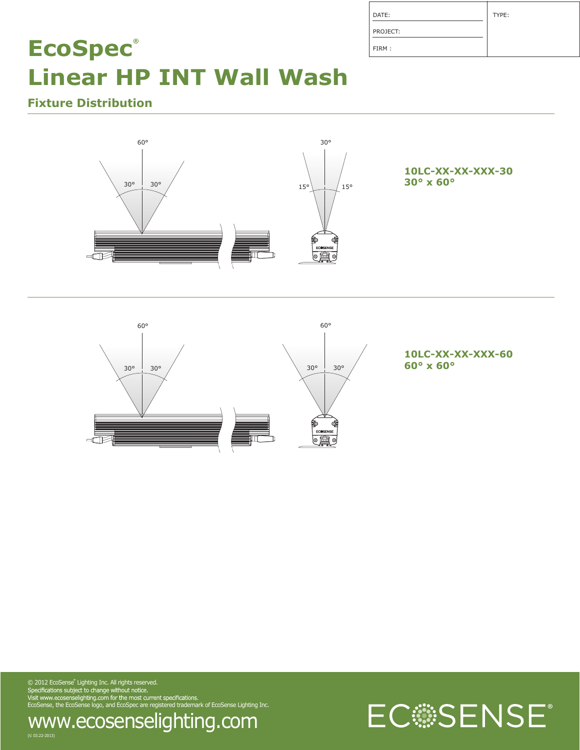| DATE: | TYPE: |
| --- | --- |
| PROJECT: | |
| FIRM : | |

# EcoSpec®
# Linear HP INT Wall Wash

## Fixture Distribution

60°

30° 30°

30°

15° 15°

**10LC-XX-XX-XXX-30**
**30° x 60°**

60°

30° 30°

60°

30° 30°

**10LC-XX-XX-XXX-60**
**60° x 60°**

© 2012 EcoSense® Lighting Inc. All rights reserved.
Specifications subject to change without notice.
Visit www.ecosenselighting.com for the most current specifications.
EcoSense, the EcoSense logo, and EcoSpec are registered trademark of EcoSense Lighting Inc.

www.ecosenselighting.com

(V. 03.22-2013)

ECOSENSE®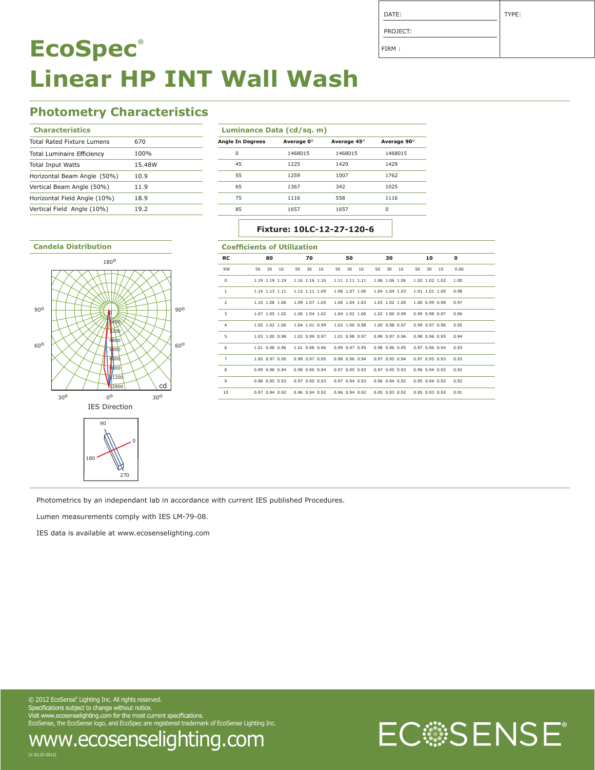| DATE: | TYPE: |
|---|---|
| PROJECT: | |
| FIRM : | |

# EcoSpec®
# Linear HP INT Wall Wash

## Photometry Characteristics

| Characteristics | |
|---|---|
| Total Rated Fixture Lumens | 670 |
| Total Luminaire Efficiency | 100% |
| Total Input Watts | 15.48W |
| Horizontal Beam Angle (50%) | 10.9 |
| Vertical Beam Angle (50%) | 11.9 |
| Horizontal Field Angle (10%) | 18.9 |
| Vertical Field Angle (10%) | 19.2 |

**Luminance Data (cd/sq. m)**

| Angle In Degrees | Average 0° | Average 45° | Average 90° |
|---|---|---|---|
| 0 | 1468015 | 1468015 | 1468015 |
| 45 | 1225 | 1429 | 1429 |
| 55 | 1259 | 1007 | 1762 |
| 65 | 1367 | 342 | 1025 |
| 75 | 1116 | 558 | 1116 |
| 85 | 1657 | 1657 | 0 |

**Fixture: 10LC-12-27-120-6**

**Candela Distribution**

180°
90° 90°
60° 60°
30° 0° 30°
0
1600
3200
4800
6400
8000
9600
11200
12800
cd

IES Direction

90
0
180
270

**Coefficients of Utilization**

| RC | 80 | | | 70 | | | 50 | | | 30 | | | 10 | | | 0 |
|---|---|---|---|---|---|---|---|---|---|---|---|---|---|---|---|---|
| RW | 50 | 30 | 10 | 50 | 30 | 10 | 50 | 30 | 10 | 50 | 30 | 10 | 50 | 30 | 10 | 0.00 |
| 0 | 1.19 | 1.19 | 1.19 | 1.16 | 1.16 | 1.16 | 1.11 | 1.11 | 1.11 | 1.06 | 1.06 | 1.06 | 1.02 | 1.02 | 1.02 | 1.00 |
| 1 | 1.14 | 1.13 | 1.11 | 1.12 | 1.11 | 1.09 | 1.08 | 1.07 | 1.06 | 1.04 | 1.04 | 1.03 | 1.01 | 1.01 | 1.00 | 0.98 |
| 2 | 1.10 | 1.08 | 1.06 | 1.09 | 1.07 | 1.05 | 1.06 | 1.04 | 1.03 | 1.03 | 1.02 | 1.00 | 1.00 | 0.99 | 0.98 | 0.97 |
| 3 | 1.07 | 1.05 | 1.02 | 1.06 | 1.04 | 1.02 | 1.04 | 1.02 | 1.00 | 1.02 | 1.00 | 0.99 | 0.99 | 0.98 | 0.97 | 0.96 |
| 4 | 1.05 | 1.02 | 1.00 | 1.04 | 1.01 | 0.99 | 1.02 | 1.00 | 0.98 | 1.00 | 0.98 | 0.97 | 0.99 | 0.97 | 0.96 | 0.95 |
| 5 | 1.03 | 1.00 | 0.98 | 1.02 | 0.99 | 0.97 | 1.01 | 0.98 | 0.97 | 0.99 | 0.97 | 0.96 | 0.98 | 0.96 | 0.95 | 0.94 |
| 6 | 1.01 | 0.98 | 0.96 | 1.01 | 0.98 | 0.96 | 0.99 | 0.97 | 0.95 | 0.98 | 0.96 | 0.95 | 0.97 | 0.96 | 0.94 | 0.93 |
| 7 | 1.00 | 0.97 | 0.95 | 0.99 | 0.97 | 0.95 | 0.98 | 0.96 | 0.94 | 0.97 | 0.95 | 0.94 | 0.97 | 0.95 | 0.93 | 0.93 |
| 8 | 0.99 | 0.96 | 0.94 | 0.98 | 0.96 | 0.94 | 0.97 | 0.95 | 0.93 | 0.97 | 0.95 | 0.93 | 0.96 | 0.94 | 0.93 | 0.92 |
| 9 | 0.98 | 0.95 | 0.93 | 0.97 | 0.95 | 0.93 | 0.97 | 0.94 | 0.93 | 0.96 | 0.94 | 0.92 | 0.95 | 0.94 | 0.92 | 0.92 |
| 10 | 0.97 | 0.94 | 0.92 | 0.96 | 0.94 | 0.92 | 0.96 | 0.94 | 0.92 | 0.95 | 0.93 | 0.92 | 0.95 | 0.93 | 0.92 | 0.91 |

Photometrics by an independant lab in accordance with current IES published Procedures.

Lumen measurements comply with IES LM-79-08.

IES data is available at www.ecosenselighting.com

© 2012 EcoSense® Lighting Inc. All rights reserved.
Specifications subject to change without notice.
Visit www.ecosenselighting.com for the most current specifications.
EcoSense, the EcoSense logo, and EcoSpec are registered trademark of EcoSense Lighting Inc.

www.ecosenselighting.com

(V. 03.22-2013)

ECOSENSE®